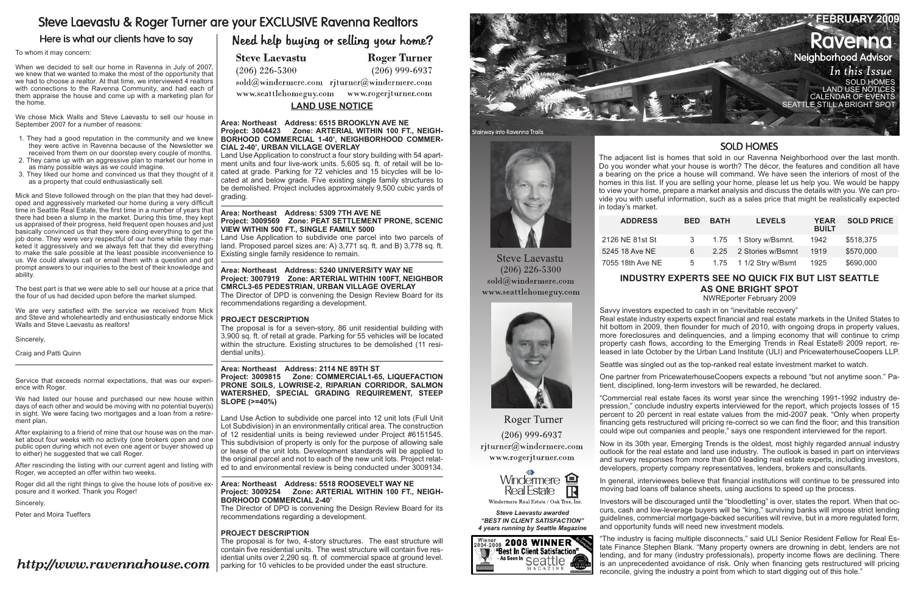# Steve Laevastu & Roger Turner are your EXCLUSIVE Ravenna Realtors

## Here is what our clients have to say

To whom it may concern:

When we decided to sell our home in Ravenna in July of 2007, we knew that we wanted to make the most of the opportunity that we had to choose a realtor. At that time, we interviewed 4 realtors with connections to the Ravenna Community, and had each of them appraise the house and come up with a marketing plan for the home.

We chose Mick Walls and Steve Laevastu to sell our house in September 2007 for a number of reasons:

1. They had a good reputation in the community and we knew they were active in Ravenna because of the Newsletter we received from them on our doorstep every couple of months.
2. They came up with an aggressive plan to market our home in as many possible ways as we could imagine.
3. They liked our home and convinced us that they thought of it as a property that could enthusiastically sell.

Mick and Steve followed through on the plan that they had developed and aggressively marketed our home during a very difficult time in Seattle Real Estate, the first time in a number of years that there had been a slump in the market. During this time, they kept us appraised of their progress, held frequent open houses and just basically convinced us that they were doing everything to get the job done. They were very respectful of our home while they marketed it aggressively and we always felt that they did everything to make the sale possible at the least possible inconvenience to us. We could always call or email them with a question and got prompt answers to our inquiries to the best of their knowledge and ability.

The best part is that we were able to sell our house at a price that the four of us had decided upon before the market slumped.

We are very satisfied with the service we received from Mick and Steve and wholeheartedly and enthusiastically endorse Mick Walls and Steve Laevastu as realtors!

Sincerely,

Craig and Patti Quinn

---

Service that exceeds normal expectations, that was our experience with Roger.

We had listed our house and purchased our new house within days of each other and would be moving with no potential buyer(s) in sight. We were facing two mortgages and a loan from a retirement plan.

After explaining to a friend of mine that our house was on the market about four weeks with no activity (one brokers open and one public open during which not even one agent or buyer showed up to either) he suggested that we call Roger.

After rescinding the listing with our current agent and listing with Roger, we accepted an offer within two weeks.

Roger did all the right things to give the house lots of positive exposure and it worked. Thank you Roger!

Sincerely,

Peter and Moira Tueffers

*http://www.ravennahouse.com*

## Need help buying or selling your home?

**Steve Laevastu** (206) 226-5300 sold@windermere.com www.seattlehomeguy.com

**Roger Turner** (206) 999-6937 rjturner@windermere.com www.rogerjturner.com

## LAND USE NOTICE

**Area: Northeast Address: 6515 BROOKLYN AVE NE**
**Project: 3004423 Zone: ARTERIAL WITHIN 100 FT., NEIGHBORHOOD COMMERCIAL 1-40', NEIGHBORHOOD COMMERCIAL 2-40', URBAN VILLAGE OVERLAY**
Land Use Application to construct a four story building with 54 apartment units and four live-work units. 5,605 sq. ft. of retail will be located at grade. Parking for 72 vehicles and 15 bicycles will be located at and below grade. Five existing single family structures to be demolished. Project includes approximately 9,500 cubic yards of grading.

**Area: Northeast Address: 5309 7TH AVE NE**
**Project: 3009569 Zone: PEAT SETTLEMENT PRONE, SCENIC VIEW WITHIN 500 FT., SINGLE FAMILY 5000**
Land Use Application to subdivide one parcel into two parcels of land. Proposed parcel sizes are: A) 3,771 sq. ft. and B) 3,778 sq. ft. Existing single family residence to remain.

**Area: Northeast Address: 5240 UNIVERSITY WAY NE**
**Project: 3007919 Zone: ARTERIAL WITHIN 100FT, NEIGHBOR CMRCL3-65 PEDESTRIAN, URBAN VILLAGE OVERLAY**
The Director of DPD is convening the Design Review Board for its recommendations regarding a development.

**PROJECT DESCRIPTION**
The proposal is for a seven-story, 86 unit residential building with 3,900 sq. ft. of retail at grade. Parking for 55 vehicles will be located within the structure. Existing structures to be demolished (11 residential units).

**Area: Northeast Address: 2114 NE 89TH ST**
**Project: 3009815 Zone: COMMERCIAL1-65, LIQUEFACTION PRONE SOILS, LOWRISE-2, RIPARIAN CORRIDOR, SALMON WATERSHED, SPECIAL GRADING REQUIREMENT, STEEP SLOPE (>=40%)**

Land Use Action to subdivide one parcel into 12 unit lots (Full Unit Lot Subdivision) in an environmentally critical area. The construction of 12 residential units is being reviewed under Project #6151545. This subdivision of property is only for the purpose of allowing sale or lease of the unit lots. Development standards will be applied to the original parcel and not to each of the new unit lots. Project related to and environmental review is being conducted under 3009134.

**Area: Northeast Address: 5518 ROOSEVELT WAY NE**
**Project: 3009254 Zone: ARTERIAL WITHIN 100 FT., NEIGHBORHOOD COMMERCIAL 2-40'**
The Director of DPD is convening the Design Review Board for its recommendations regarding a development.

**PROJECT DESCRIPTION**
The proposal is for two, 4-story structures. The east structure will contain five residential units. The west structure will contain five residential units over 2,290 sq. ft. of commercial space at ground level. parking for 10 vehicles to be provided under the east structure.

# FEBRUARY 2009 Ravenna Neighborhood Advisor

*In this Issue*
SOLD HOMES
LAND USE NOTICES
CALENDAR OF EVENTS
SEATTLE STILL A BRIGHT SPOT

Stairway into Ravenna Trails

Steve Laevastu
(206) 226-5300
sold@windermere.com
www.seattlehomeguy.com

Roger Turner
(206) 999-6937
rjturner@windermere.com
www.rogerjturner.com

Windermere Real Estate / Oak Tree, Inc.

***Steve Laevastu awarded "BEST IN CLIENT SATISFACTION" 4 years running by Seattle Magazine***

Winner 2004-2008 2008 WINNER "Best In Client Satisfaction" - As Seen In Seattle Magazine

## SOLD HOMES

The adjacent list is homes that sold in our Ravenna Neighborhood over the last month. Do you wonder what your house is worth? The décor, the features and condition all have a bearing on the price a house will command. We have seen the interiors of most of the homes in this list. If you are selling your home, please let us help you. We would be happy to view your home, prepare a market analysis and discuss the details with you. We can provide you with useful information, such as a sales price that might be realistically expected in today's market.

| ADDRESS | BED | BATH | LEVELS | YEAR BUILT | SOLD PRICE |
|---|---|---|---|---|---|
| 2126 NE 81st St | 3 | 1.75 | 1 Story w/Bsmnt. | 1942 | $518,375 |
| 5245 18 Ave NE | 6 | 2.25 | 2 Stories w/Bsmnt | 1919 | $570,000 |
| 7055 18th Ave NE | 5 | 1.75 | 1 1/2 Stry w/Bsmt | 1925 | $690,000 |

## INDUSTRY EXPERTS SEE NO QUICK FIX BUT LIST SEATTLE AS ONE BRIGHT SPOT

NWREporter February 2009

Savvy investors expected to cash in on "inevitable recovery"

Real estate industry experts expect financial and real estate markets in the United States to hit bottom in 2009, then flounder for much of 2010, with ongoing drops in property values, more foreclosures and delinquencies, and a limping economy that will continue to crimp property cash flows, according to the Emerging Trends in Real Estate® 2009 report, released in late October by the Urban Land Institute (ULI) and PricewaterhouseCoopers LLP.

Seattle was singled out as the top-ranked real estate investment market to watch.

One partner from PricewaterhouseCoopers expects a rebound "but not anytime soon." Patient, disciplined, long-term investors will be rewarded, he declared.

"Commercial real estate faces its worst year since the wrenching 1991-1992 industry depression," conclude industry experts interviewed for the report, which projects losses of 15 percent to 20 percent in real estate values from the mid-2007 peak. "Only when property financing gets restructured will pricing re-correct so we can find the floor; and this transition could wipe out companies and people," says one respondent interviewed for the report.

Now in its 30th year, Emerging Trends is the oldest, most highly regarded annual industry outlook for the real estate and land use industry. The outlook is based in part on interviews and survey responses from more than 600 leading real estate experts, including investors, developers, property company representatives, lenders, brokers and consultants.

In general, interviewees believe that financial institutions will continue to be pressured into moving bad loans off balance sheets, using auctions to speed up the process.

Investors will be discouraged until the "bloodletting" is over, states the report. When that occurs, cash and low-leverage buyers will be "king," surviving banks will impose strict lending guidelines, commercial mortgage-backed securities will revive, but in a more regulated form, and opportunity funds will need new investment models.

"The industry is facing multiple disconnects," said ULI Senior Resident Fellow for Real Estate Finance Stephen Blank. "Many property owners are drowning in debt, lenders are not lending, and for many (industry professionals), property income flows are declining. There is an unprecedented avoidance of risk. Only when financing gets restructured will pricing reconcile, giving the industry a point from which to start digging out of this hole."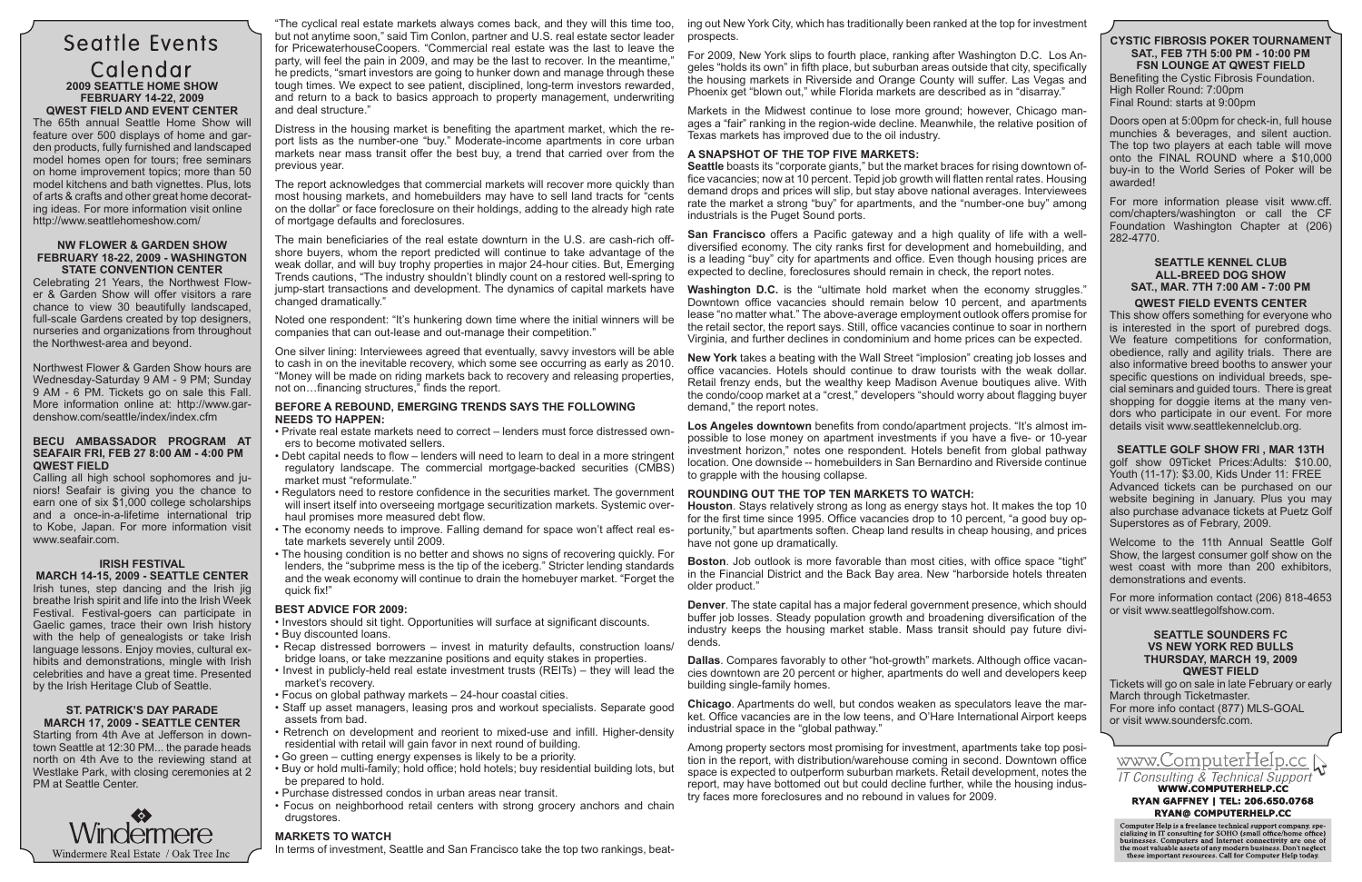# Seattle Events Calendar

**2009 SEATTLE HOME SHOW**
**FEBRUARY 14-22, 2009**
**QWEST FIELD AND EVENT CENTER**

The 65th annual Seattle Home Show will feature over 500 displays of home and garden products, fully furnished and landscaped model homes open for tours; free seminars on home improvement topics; more than 50 model kitchens and bath vignettes. Plus, lots of arts & crafts and other great home decorating ideas. For more information visit online http://www.seattlehomeshow.com/

**NW FLOWER & GARDEN SHOW**
**FEBRUARY 18-22, 2009 - WASHINGTON STATE CONVENTION CENTER**

Celebrating 21 Years, the Northwest Flower & Garden Show will offer visitors a rare chance to view 30 beautifully landscaped, full-scale Gardens created by top designers, nurseries and organizations from throughout the Northwest-area and beyond.

Northwest Flower & Garden Show hours are Wednesday-Saturday 9 AM - 9 PM; Sunday 9 AM - 6 PM. Tickets go on sale this Fall. More information online at: http://www.gardenshow.com/seattle/index/index.cfm

**BECU AMBASSADOR PROGRAM AT SEAFAIR FRI, FEB 27 8:00 AM - 4:00 PM QWEST FIELD**

Calling all high school sophomores and juniors! Seafair is giving you the chance to earn one of six $1,000 college scholarships and a once-in-a-lifetime international trip to Kobe, Japan. For more information visit www.seafair.com.

**IRISH FESTIVAL**
**MARCH 14-15, 2009 - SEATTLE CENTER**

Irish tunes, step dancing and the Irish jig breathe Irish spirit and life into the Irish Week Festival. Festival-goers can participate in Gaelic games, trace their own Irish history with the help of genealogists or take Irish language lessons. Enjoy movies, cultural exhibits and demonstrations, mingle with Irish celebrities and have a great time. Presented by the Irish Heritage Club of Seattle.

**ST. PATRICK'S DAY PARADE**
**MARCH 17, 2009 - SEATTLE CENTER**

Starting from 4th Ave at Jefferson in downtown Seattle at 12:30 PM... the parade heads north on 4th Ave to the reviewing stand at Westlake Park, with closing ceremonies at 2 PM at Seattle Center.

Windermere
Windermere Real Estate / Oak Tree Inc

"The cyclical real estate markets always comes back, and they will this time too, but not anytime soon," said Tim Conlon, partner and U.S. real estate sector leader for PricewaterhouseCoopers. "Commercial real estate was the last to leave the party, will feel the pain in 2009, and may be the last to recover. In the meantime," he predicts, "smart investors are going to hunker down and manage through these tough times. We expect to see patient, disciplined, long-term investors rewarded, and return to a back to basics approach to property management, underwriting and deal structure."

Distress in the housing market is benefiting the apartment market, which the report lists as the number-one "buy." Moderate-income apartments in core urban markets near mass transit offer the best buy, a trend that carried over from the previous year.

The report acknowledges that commercial markets will recover more quickly than most housing markets, and homebuilders may have to sell land tracts for "cents on the dollar" or face foreclosure on their holdings, adding to the already high rate of mortgage defaults and foreclosures.

The main beneficiaries of the real estate downturn in the U.S. are cash-rich offshore buyers, whom the report predicted will continue to take advantage of the weak dollar, and will buy trophy properties in major 24-hour cities. But, Emerging Trends cautions, "The industry shouldn't blindly count on a restored well-spring to jump-start transactions and development. The dynamics of capital markets have changed dramatically."

Noted one respondent: "It's hunkering down time where the initial winners will be companies that can out-lease and out-manage their competition."

One silver lining: Interviewees agreed that eventually, savvy investors will be able to cash in on the inevitable recovery, which some see occurring as early as 2010. "Money will be made on riding markets back to recovery and releasing properties, not on…financing structures," finds the report.

### BEFORE A REBOUND, EMERGING TRENDS SAYS THE FOLLOWING NEEDS TO HAPPEN:

- Private real estate markets need to correct – lenders must force distressed owners to become motivated sellers.
- Debt capital needs to flow – lenders will need to learn to deal in a more stringent regulatory landscape. The commercial mortgage-backed securities (CMBS) market must "reformulate."
- Regulators need to restore confidence in the securities market. The government will insert itself into overseeing mortgage securitization markets. Systemic overhaul promises more measured debt flow.
- The economy needs to improve. Falling demand for space won't affect real estate markets severely until 2009.
- The housing condition is no better and shows no signs of recovering quickly. For lenders, the "subprime mess is the tip of the iceberg." Stricter lending standards and the weak economy will continue to drain the homebuyer market. "Forget the quick fix!"

### BEST ADVICE FOR 2009:

- Investors should sit tight. Opportunities will surface at significant discounts.
- Buy discounted loans.
- Recap distressed borrowers – invest in maturity defaults, construction loans/ bridge loans, or take mezzanine positions and equity stakes in properties.
- Invest in publicly-held real estate investment trusts (REITs) – they will lead the market's recovery.
- Focus on global pathway markets – 24-hour coastal cities.
- Staff up asset managers, leasing pros and workout specialists. Separate good assets from bad.
- Retrench on development and reorient to mixed-use and infill. Higher-density residential with retail will gain favor in next round of building.
- Go green – cutting energy expenses is likely to be a priority.
- Buy or hold multi-family; hold office; hold hotels; buy residential building lots, but be prepared to hold.
- Purchase distressed condos in urban areas near transit.
- Focus on neighborhood retail centers with strong grocery anchors and chain drugstores.

### MARKETS TO WATCH

In terms of investment, Seattle and San Francisco take the top two rankings, beating out New York City, which has traditionally been ranked at the top for investment prospects.

For 2009, New York slips to fourth place, ranking after Washington D.C. Los Angeles "holds its own" in fifth place, but suburban areas outside that city, specifically the housing markets in Riverside and Orange County will suffer. Las Vegas and Phoenix get "blown out," while Florida markets are described as in "disarray."

Markets in the Midwest continue to lose more ground; however, Chicago manages a "fair" ranking in the region-wide decline. Meanwhile, the relative position of Texas markets has improved due to the oil industry.

### A SNAPSHOT OF THE TOP FIVE MARKETS:

**Seattle** boasts its "corporate giants," but the market braces for rising downtown office vacancies; now at 10 percent. Tepid job growth will flatten rental rates. Housing demand drops and prices will slip, but stay above national averages. Interviewees rate the market a strong "buy" for apartments, and the "number-one buy" among industrials is the Puget Sound ports.

**San Francisco** offers a Pacific gateway and a high quality of life with a well-diversified economy. The city ranks first for development and homebuilding, and is a leading "buy" city for apartments and office. Even though housing prices are expected to decline, foreclosures should remain in check, the report notes.

**Washington D.C.** is the "ultimate hold market when the economy struggles." Downtown office vacancies should remain below 10 percent, and apartments lease "no matter what." The above-average employment outlook offers promise for the retail sector, the report says. Still, office vacancies continue to soar in northern Virginia, and further declines in condominium and home prices can be expected.

**New York** takes a beating with the Wall Street "implosion" creating job losses and office vacancies. Hotels should continue to draw tourists with the weak dollar. Retail frenzy ends, but the wealthy keep Madison Avenue boutiques alive. With the condo/coop market at a "crest," developers "should worry about flagging buyer demand," the report notes.

**Los Angeles downtown** benefits from condo/apartment projects. "It's almost impossible to lose money on apartment investments if you have a five- or 10-year investment horizon," notes one respondent. Hotels benefit from global pathway location. One downside -- homebuilders in San Bernardino and Riverside continue to grapple with the housing collapse.

### ROUNDING OUT THE TOP TEN MARKETS TO WATCH:

**Houston**. Stays relatively strong as long as energy stays hot. It makes the top 10 for the first time since 1995. Office vacancies drop to 10 percent, "a good buy opportunity," but apartments soften. Cheap land results in cheap housing, and prices have not gone up dramatically.

**Boston**. Job outlook is more favorable than most cities, with office space "tight" in the Financial District and the Back Bay area. New "harborside hotels threaten older product."

**Denver**. The state capital has a major federal government presence, which should buffer job losses. Steady population growth and broadening diversification of the industry keeps the housing market stable. Mass transit should pay future dividends.

**Dallas**. Compares favorably to other "hot-growth" markets. Although office vacancies downtown are 20 percent or higher, apartments do well and developers keep building single-family homes.

**Chicago**. Apartments do well, but condos weaken as speculators leave the market. Office vacancies are in the low teens, and O'Hare International Airport keeps industrial space in the "global pathway."

Among property sectors most promising for investment, apartments take top position in the report, with distribution/warehouse coming in second. Downtown office space is expected to outperform suburban markets. Retail development, notes the report, may have bottomed out but could decline further, while the housing industry faces more foreclosures and no rebound in values for 2009.

**CYSTIC FIBROSIS POKER TOURNAMENT**
**SAT., FEB 7TH 5:00 PM - 10:00 PM**
**FSN LOUNGE AT QWEST FIELD**

Benefiting the Cystic Fibrosis Foundation.
High Roller Round: 7:00pm
Final Round: starts at 9:00pm

Doors open at 5:00pm for check-in, full house munchies & beverages, and silent auction. The top two players at each table will move onto the FINAL ROUND where a $10,000 buy-in to the World Series of Poker will be awarded!

For more information please visit www.cff.com/chapters/washington or call the CF Foundation Washington Chapter at (206) 282-4770.

**SEATTLE KENNEL CLUB**
**ALL-BREED DOG SHOW**
**SAT., MAR. 7TH 7:00 AM - 7:00 PM**
**QWEST FIELD EVENTS CENTER**

This show offers something for everyone who is interested in the sport of purebred dogs. We feature competitions for conformation, obedience, rally and agility trials. There are also informative breed booths to answer your specific questions on individual breeds, special seminars and guided tours. There is great shopping for doggie items at the many vendors who participate in our event. For more details visit www.seattlekennelclub.org.

**SEATTLE GOLF SHOW FRI , MAR 13TH**

golf show 09Ticket Prices:Adults: $10.00, Youth (11-17): $3.00, Kids Under 11: FREE Advanced tickets can be purchased on our website begining in January. Plus you may also purchase advance tickets at Puetz Golf Superstores as of Febrary, 2009.

Welcome to the 11th Annual Seattle Golf Show, the largest consumer golf show on the west coast with more than 200 exhibitors, demonstrations and events.

For more information contact (206) 818-4653 or visit www.seattlegolfshow.com.

**SEATTLE SOUNDERS FC**
**VS NEW YORK RED BULLS**
**THURSDAY, MARCH 19, 2009**
**QWEST FIELD**

Tickets will go on sale in late February or early March through Ticketmaster.
For more info contact (877) MLS-GOAL
or visit www.soundersfc.com.

www.ComputerHelp.cc
*IT Consulting & Technical Support*
**WWW.COMPUTERHELP.CC**
**RYAN GAFFNEY | TEL: 206.650.0768**
**RYAN@ COMPUTERHELP.CC**

Computer Help is a freelance technical support company specializing in IT consulting for SOHO (small office/home office) businesses. Computers and Internet connectivity are one of the most valuable assets of any modern business. Don't neglect these important resources. Call for Computer Help today.